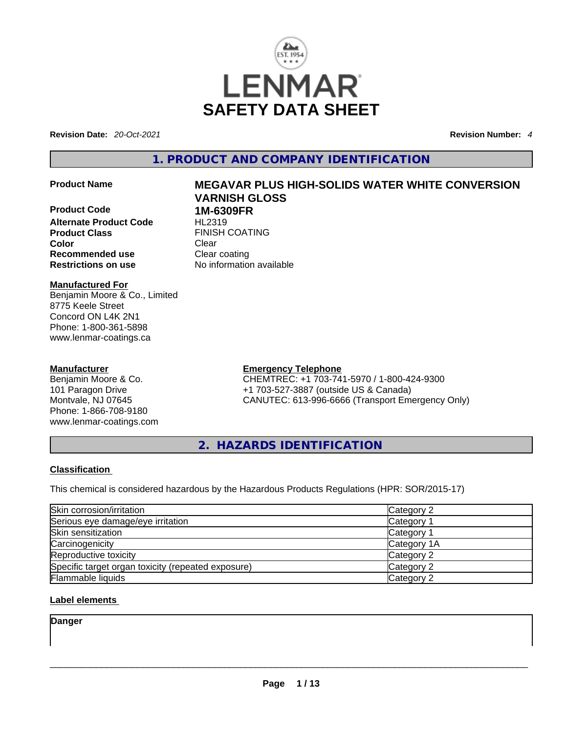# LENMAR SAFETY DATA SHEET

**Revision Date:** *20-Oct-2021*

**Revision Number:** *4*

## 1. PRODUCT AND COMPANY IDENTIFICATION

| | |
|---|---|
| **Product Name** | **MEGAVAR PLUS HIGH-SOLIDS WATER WHITE CONVERSION VARNISH GLOSS** |
| **Product Code** | **1M-6309FR** |
| **Alternate Product Code** | HL2319 |
| **Product Class** | FINISH COATING |
| **Color** | Clear |
| **Recommended use** | Clear coating |
| **Restrictions on use** | No information available |

**Manufactured For**
Benjamin Moore & Co., Limited
8775 Keele Street
Concord ON L4K 2N1
Phone: 1-800-361-5898
www.lenmar-coatings.ca

**Manufacturer**
Benjamin Moore & Co.
101 Paragon Drive
Montvale, NJ 07645
Phone: 1-866-708-9180
www.lenmar-coatings.com

**Emergency Telephone**
CHEMTREC: +1 703-741-5970 / 1-800-424-9300
+1 703-527-3887 (outside US & Canada)
CANUTEC: 613-996-6666 (Transport Emergency Only)

## 2. HAZARDS IDENTIFICATION

### Classification

This chemical is considered hazardous by the Hazardous Products Regulations (HPR: SOR/2015-17)

| | |
|---|---|
| Skin corrosion/irritation | Category 2 |
| Serious eye damage/eye irritation | Category 1 |
| Skin sensitization | Category 1 |
| Carcinogenicity | Category 1A |
| Reproductive toxicity | Category 2 |
| Specific target organ toxicity (repeated exposure) | Category 2 |
| Flammable liquids | Category 2 |

### Label elements

**Danger**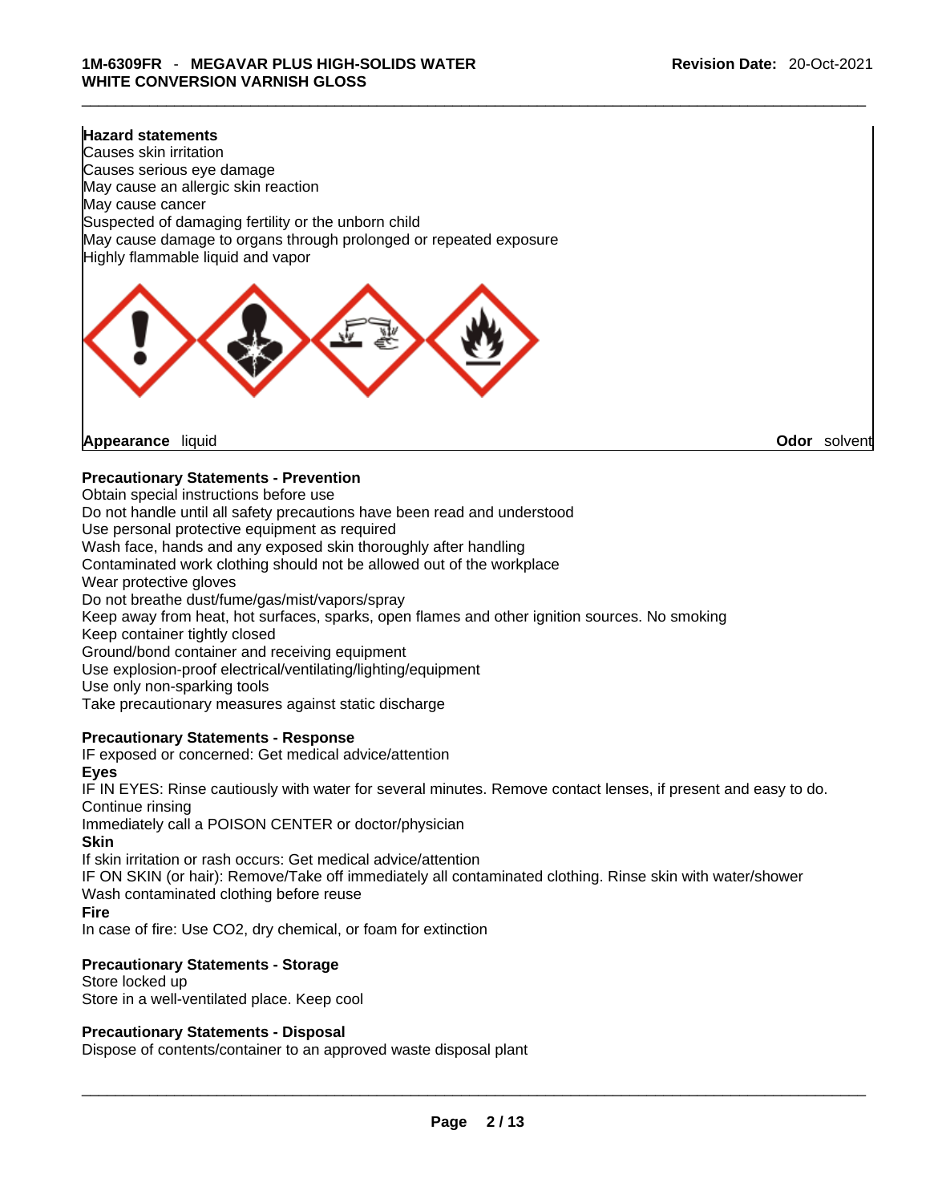**Hazard statements**
Causes skin irritation
Causes serious eye damage
May cause an allergic skin reaction
May cause cancer
Suspected of damaging fertility or the unborn child
May cause damage to organs through prolonged or repeated exposure
Highly flammable liquid and vapor

**Appearance** liquid **Odor** solvent

**Precautionary Statements - Prevention**
Obtain special instructions before use
Do not handle until all safety precautions have been read and understood
Use personal protective equipment as required
Wash face, hands and any exposed skin thoroughly after handling
Contaminated work clothing should not be allowed out of the workplace
Wear protective gloves
Do not breathe dust/fume/gas/mist/vapors/spray
Keep away from heat, hot surfaces, sparks, open flames and other ignition sources. No smoking
Keep container tightly closed
Ground/bond container and receiving equipment
Use explosion-proof electrical/ventilating/lighting/equipment
Use only non-sparking tools
Take precautionary measures against static discharge

**Precautionary Statements - Response**
IF exposed or concerned: Get medical advice/attention
**Eyes**
IF IN EYES: Rinse cautiously with water for several minutes. Remove contact lenses, if present and easy to do. Continue rinsing
Immediately call a POISON CENTER or doctor/physician
**Skin**
If skin irritation or rash occurs: Get medical advice/attention
IF ON SKIN (or hair): Remove/Take off immediately all contaminated clothing. Rinse skin with water/shower
Wash contaminated clothing before reuse
**Fire**
In case of fire: Use CO2, dry chemical, or foam for extinction

**Precautionary Statements - Storage**
Store locked up
Store in a well-ventilated place. Keep cool

**Precautionary Statements - Disposal**
Dispose of contents/container to an approved waste disposal plant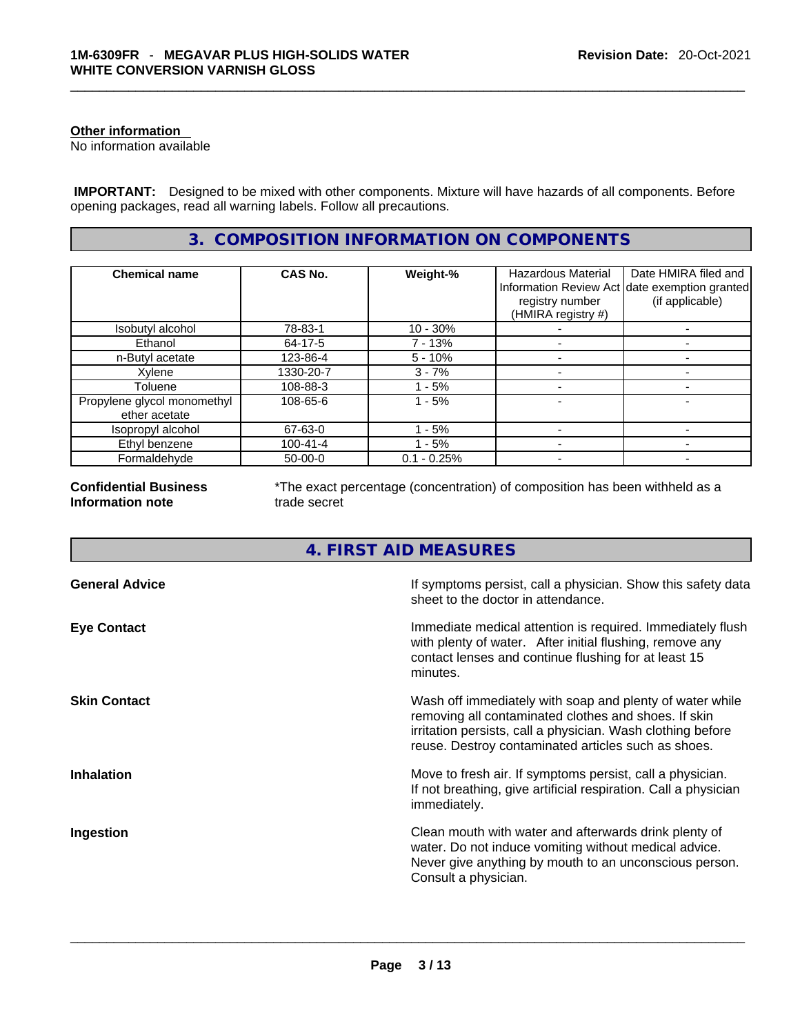**Other information**

No information available

**IMPORTANT:** Designed to be mixed with other components. Mixture will have hazards of all components. Before opening packages, read all warning labels. Follow all precautions.

## 3. COMPOSITION INFORMATION ON COMPONENTS

| Chemical name | CAS No. | Weight-% | Hazardous Material Information Review Act registry number (HMIRA registry #) | Date HMIRA filed and date exemption granted (if applicable) |
|---|---|---|---|---|
| Isobutyl alcohol | 78-83-1 | 10 - 30% | - | - |
| Ethanol | 64-17-5 | 7 - 13% | - | - |
| n-Butyl acetate | 123-86-4 | 5 - 10% | - | - |
| Xylene | 1330-20-7 | 3 - 7% | - | - |
| Toluene | 108-88-3 | 1 - 5% | - | - |
| Propylene glycol monomethyl ether acetate | 108-65-6 | 1 - 5% | - | - |
| Isopropyl alcohol | 67-63-0 | 1 - 5% | - | - |
| Ethyl benzene | 100-41-4 | 1 - 5% | - | - |
| Formaldehyde | 50-00-0 | 0.1 - 0.25% | - | - |

**Confidential Business Information note**

*The exact percentage (concentration) of composition has been withheld as a trade secret

## 4. FIRST AID MEASURES

**General Advice**

If symptoms persist, call a physician. Show this safety data sheet to the doctor in attendance.

**Eye Contact**

Immediate medical attention is required. Immediately flush with plenty of water. After initial flushing, remove any contact lenses and continue flushing for at least 15 minutes.

**Skin Contact**

Wash off immediately with soap and plenty of water while removing all contaminated clothes and shoes. If skin irritation persists, call a physician. Wash clothing before reuse. Destroy contaminated articles such as shoes.

**Inhalation**

Move to fresh air. If symptoms persist, call a physician. If not breathing, give artificial respiration. Call a physician immediately.

**Ingestion**

Clean mouth with water and afterwards drink plenty of water. Do not induce vomiting without medical advice. Never give anything by mouth to an unconscious person. Consult a physician.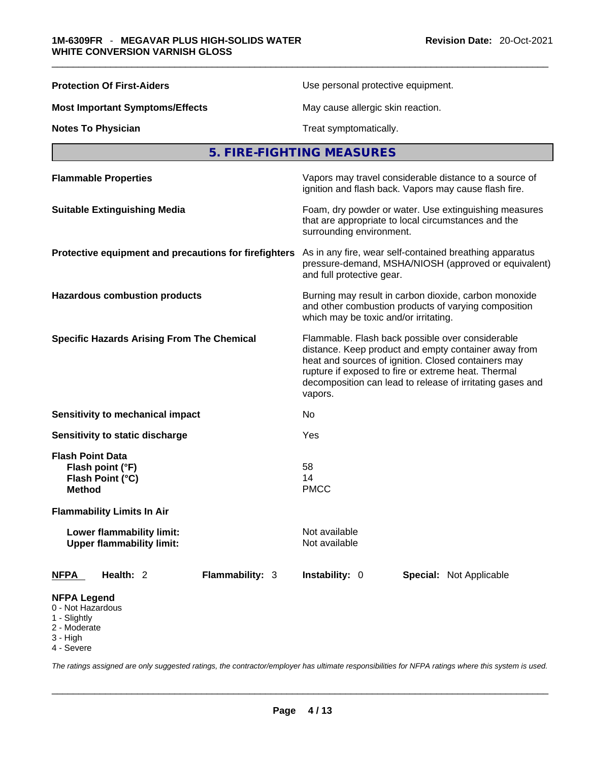| | |
|---|---|
| **Protection Of First-Aiders** | Use personal protective equipment. |
| **Most Important Symptoms/Effects** | May cause allergic skin reaction. |
| **Notes To Physician** | Treat symptomatically. |

## 5. FIRE-FIGHTING MEASURES

| | |
|---|---|
| **Flammable Properties** | Vapors may travel considerable distance to a source of ignition and flash back. Vapors may cause flash fire. |
| **Suitable Extinguishing Media** | Foam, dry powder or water. Use extinguishing measures that are appropriate to local circumstances and the surrounding environment. |
| **Protective equipment and precautions for firefighters** | As in any fire, wear self-contained breathing apparatus pressure-demand, MSHA/NIOSH (approved or equivalent) and full protective gear. |
| **Hazardous combustion products** | Burning may result in carbon dioxide, carbon monoxide and other combustion products of varying composition which may be toxic and/or irritating. |
| **Specific Hazards Arising From The Chemical** | Flammable. Flash back possible over considerable distance. Keep product and empty container away from heat and sources of ignition. Closed containers may rupture if exposed to fire or extreme heat. Thermal decomposition can lead to release of irritating gases and vapors. |
| **Sensitivity to mechanical impact** | No |
| **Sensitivity to static discharge** | Yes |

**Flash Point Data**

| | |
|---|---|
| **Flash point (°F)** | 58 |
| **Flash Point (°C)** | 14 |
| **Method** | PMCC |

**Flammability Limits In Air**

| | |
|---|---|
| **Lower flammability limit:** | Not available |
| **Upper flammability limit:** | Not available |

| **NFPA** | **Health:** 2 | **Flammability:** 3 | **Instability:** 0 | **Special:** Not Applicable |
|---|---|---|---|---|

**NFPA Legend**
0 - Not Hazardous
1 - Slightly
2 - Moderate
3 - High
4 - Severe

*The ratings assigned are only suggested ratings, the contractor/employer has ultimate responsibilities for NFPA ratings where this system is used.*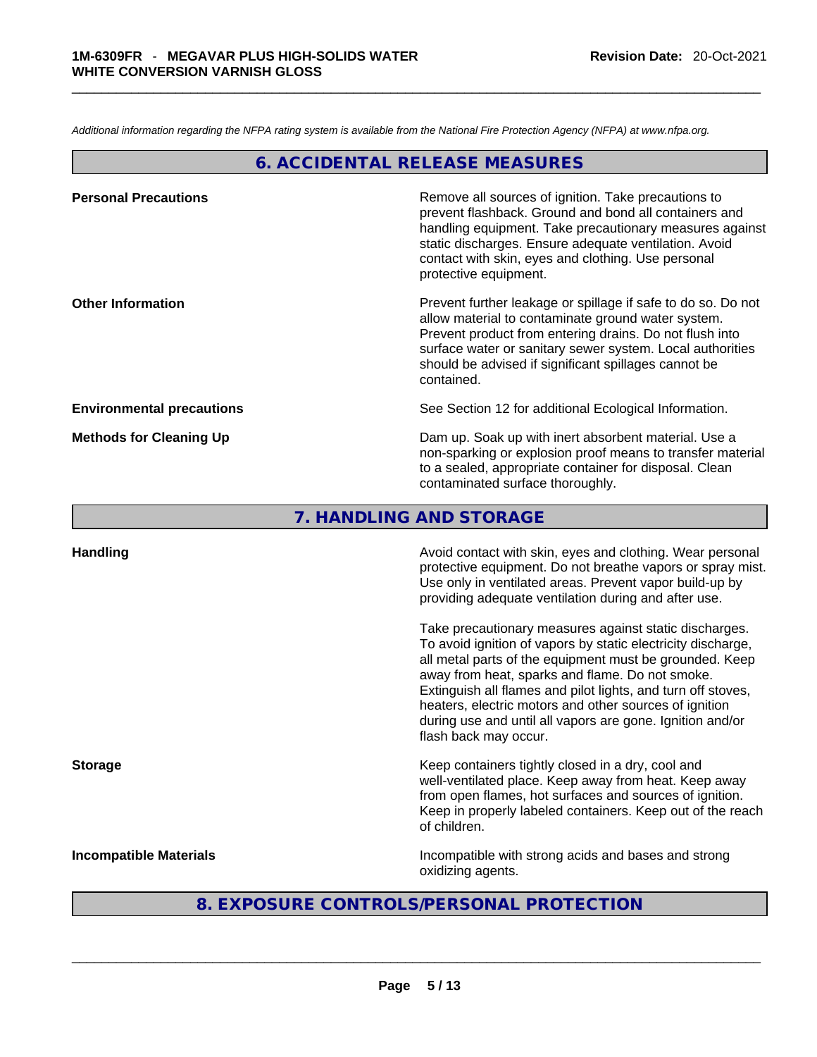*Additional information regarding the NFPA rating system is available from the National Fire Protection Agency (NFPA) at www.nfpa.org.*

## 6. ACCIDENTAL RELEASE MEASURES

**Personal Precautions**

Remove all sources of ignition. Take precautions to prevent flashback. Ground and bond all containers and handling equipment. Take precautionary measures against static discharges. Ensure adequate ventilation. Avoid contact with skin, eyes and clothing. Use personal protective equipment.

**Other Information**

Prevent further leakage or spillage if safe to do so. Do not allow material to contaminate ground water system. Prevent product from entering drains. Do not flush into surface water or sanitary sewer system. Local authorities should be advised if significant spillages cannot be contained.

**Environmental precautions**

See Section 12 for additional Ecological Information.

**Methods for Cleaning Up**

Dam up. Soak up with inert absorbent material. Use a non-sparking or explosion proof means to transfer material to a sealed, appropriate container for disposal. Clean contaminated surface thoroughly.

## 7. HANDLING AND STORAGE

**Handling**

Avoid contact with skin, eyes and clothing. Wear personal protective equipment. Do not breathe vapors or spray mist. Use only in ventilated areas. Prevent vapor build-up by providing adequate ventilation during and after use.

Take precautionary measures against static discharges. To avoid ignition of vapors by static electricity discharge, all metal parts of the equipment must be grounded. Keep away from heat, sparks and flame. Do not smoke. Extinguish all flames and pilot lights, and turn off stoves, heaters, electric motors and other sources of ignition during use and until all vapors are gone. Ignition and/or flash back may occur.

**Storage**

Keep containers tightly closed in a dry, cool and well-ventilated place. Keep away from heat. Keep away from open flames, hot surfaces and sources of ignition. Keep in properly labeled containers. Keep out of the reach of children.

**Incompatible Materials**

Incompatible with strong acids and bases and strong oxidizing agents.

## 8. EXPOSURE CONTROLS/PERSONAL PROTECTION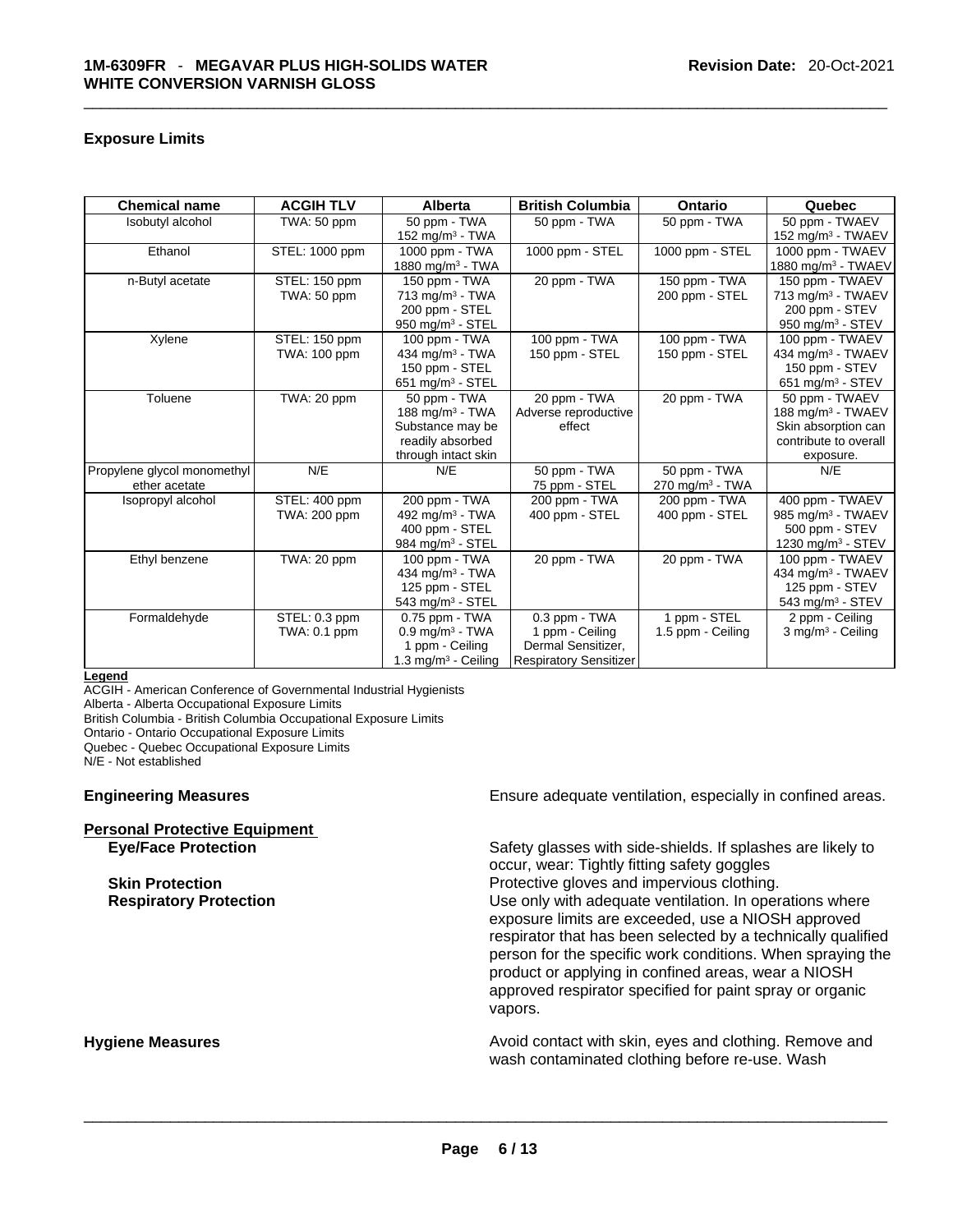### Exposure Limits

| Chemical name | ACGIH TLV | Alberta | British Columbia | Ontario | Quebec |
|---|---|---|---|---|---|
| Isobutyl alcohol | TWA: 50 ppm | 50 ppm - TWA<br>152 mg/m³ - TWA | 50 ppm - TWA | 50 ppm - TWA | 50 ppm - TWAEV<br>152 mg/m³ - TWAEV |
| Ethanol | STEL: 1000 ppm | 1000 ppm - TWA<br>1880 mg/m³ - TWA | 1000 ppm - STEL | 1000 ppm - STEL | 1000 ppm - TWAEV<br>1880 mg/m³ - TWAEV |
| n-Butyl acetate | STEL: 150 ppm<br>TWA: 50 ppm | 150 ppm - TWA<br>713 mg/m³ - TWA<br>200 ppm - STEL<br>950 mg/m³ - STEL | 20 ppm - TWA | 150 ppm - TWA<br>200 ppm - STEL | 150 ppm - TWAEV<br>713 mg/m³ - TWAEV<br>200 ppm - STEV<br>950 mg/m³ - STEV |
| Xylene | STEL: 150 ppm<br>TWA: 100 ppm | 100 ppm - TWA<br>434 mg/m³ - TWA<br>150 ppm - STEL<br>651 mg/m³ - STEL | 100 ppm - TWA<br>150 ppm - STEL | 100 ppm - TWA<br>150 ppm - STEL | 100 ppm - TWAEV<br>434 mg/m³ - TWAEV<br>150 ppm - STEV<br>651 mg/m³ - STEV |
| Toluene | TWA: 20 ppm | 50 ppm - TWA<br>188 mg/m³ - TWA<br>Substance may be readily absorbed through intact skin | 20 ppm - TWA<br>Adverse reproductive effect | 20 ppm - TWA | 50 ppm - TWAEV<br>188 mg/m³ - TWAEV<br>Skin absorption can contribute to overall exposure. |
| Propylene glycol monomethyl ether acetate | N/E | N/E | 50 ppm - TWA<br>75 ppm - STEL | 50 ppm - TWA<br>270 mg/m³ - TWA | N/E |
| Isopropyl alcohol | STEL: 400 ppm<br>TWA: 200 ppm | 200 ppm - TWA<br>492 mg/m³ - TWA<br>400 ppm - STEL<br>984 mg/m³ - STEL | 200 ppm - TWA<br>400 ppm - STEL | 200 ppm - TWA<br>400 ppm - STEL | 400 ppm - TWAEV<br>985 mg/m³ - TWAEV<br>500 ppm - STEV<br>1230 mg/m³ - STEV |
| Ethyl benzene | TWA: 20 ppm | 100 ppm - TWA<br>434 mg/m³ - TWA<br>125 ppm - STEL<br>543 mg/m³ - STEL | 20 ppm - TWA | 20 ppm - TWA | 100 ppm - TWAEV<br>434 mg/m³ - TWAEV<br>125 ppm - STEV<br>543 mg/m³ - STEV |
| Formaldehyde | STEL: 0.3 ppm<br>TWA: 0.1 ppm | 0.75 ppm - TWA<br>0.9 mg/m³ - TWA<br>1 ppm - Ceiling<br>1.3 mg/m³ - Ceiling | 0.3 ppm - TWA<br>1 ppm - Ceiling<br>Dermal Sensitizer,<br>Respiratory Sensitizer | 1 ppm - STEL<br>1.5 ppm - Ceiling | 2 ppm - Ceiling<br>3 mg/m³ - Ceiling |

**Legend**
ACGIH - American Conference of Governmental Industrial Hygienists
Alberta - Alberta Occupational Exposure Limits
British Columbia - British Columbia Occupational Exposure Limits
Ontario - Ontario Occupational Exposure Limits
Quebec - Quebec Occupational Exposure Limits
N/E - Not established

**Engineering Measures**
Ensure adequate ventilation, especially in confined areas.

**Personal Protective Equipment**

**Eye/Face Protection**
Safety glasses with side-shields. If splashes are likely to occur, wear: Tightly fitting safety goggles

**Skin Protection**
Protective gloves and impervious clothing.

**Respiratory Protection**
Use only with adequate ventilation. In operations where exposure limits are exceeded, use a NIOSH approved respirator that has been selected by a technically qualified person for the specific work conditions. When spraying the product or applying in confined areas, wear a NIOSH approved respirator specified for paint spray or organic vapors.

**Hygiene Measures**
Avoid contact with skin, eyes and clothing. Remove and wash contaminated clothing before re-use. Wash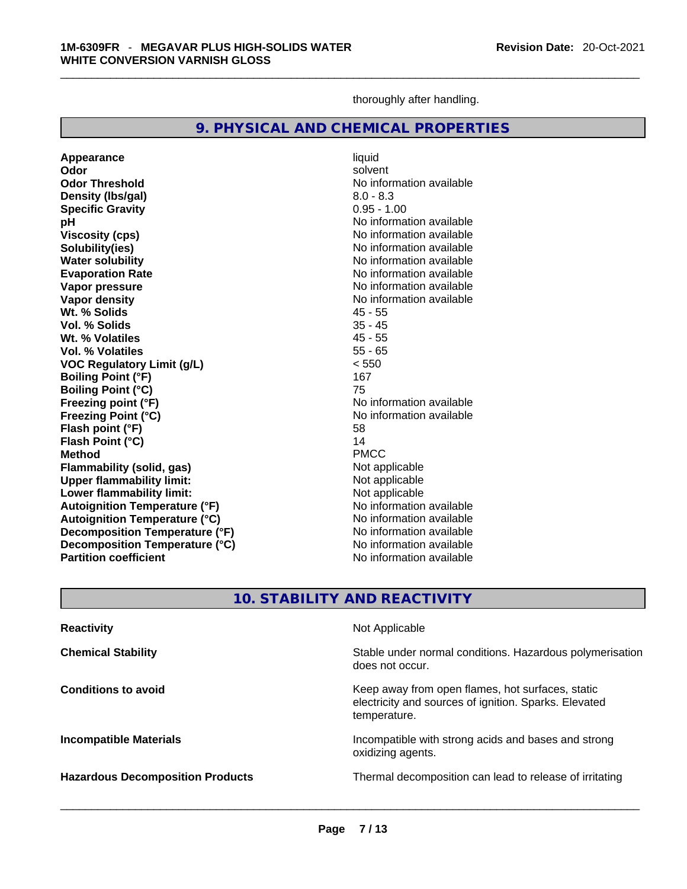thoroughly after handling.

## 9. PHYSICAL AND CHEMICAL PROPERTIES

| | |
|---|---|
| **Appearance** | liquid |
| **Odor** | solvent |
| **Odor Threshold** | No information available |
| **Density (lbs/gal)** | 8.0 - 8.3 |
| **Specific Gravity** | 0.95 - 1.00 |
| **pH** | No information available |
| **Viscosity (cps)** | No information available |
| **Solubility(ies)** | No information available |
| **Water solubility** | No information available |
| **Evaporation Rate** | No information available |
| **Vapor pressure** | No information available |
| **Vapor density** | No information available |
| **Wt. % Solids** | 45 - 55 |
| **Vol. % Solids** | 35 - 45 |
| **Wt. % Volatiles** | 45 - 55 |
| **Vol. % Volatiles** | 55 - 65 |
| **VOC Regulatory Limit (g/L)** | < 550 |
| **Boiling Point (°F)** | 167 |
| **Boiling Point (°C)** | 75 |
| **Freezing point (°F)** | No information available |
| **Freezing Point (°C)** | No information available |
| **Flash point (°F)** | 58 |
| **Flash Point (°C)** | 14 |
| **Method** | PMCC |
| **Flammability (solid, gas)** | Not applicable |
| **Upper flammability limit:** | Not applicable |
| **Lower flammability limit:** | Not applicable |
| **Autoignition Temperature (°F)** | No information available |
| **Autoignition Temperature (°C)** | No information available |
| **Decomposition Temperature (°F)** | No information available |
| **Decomposition Temperature (°C)** | No information available |
| **Partition coefficient** | No information available |

## 10. STABILITY AND REACTIVITY

| | |
|---|---|
| **Reactivity** | Not Applicable |
| **Chemical Stability** | Stable under normal conditions. Hazardous polymerisation does not occur. |
| **Conditions to avoid** | Keep away from open flames, hot surfaces, static electricity and sources of ignition. Sparks. Elevated temperature. |
| **Incompatible Materials** | Incompatible with strong acids and bases and strong oxidizing agents. |
| **Hazardous Decomposition Products** | Thermal decomposition can lead to release of irritating |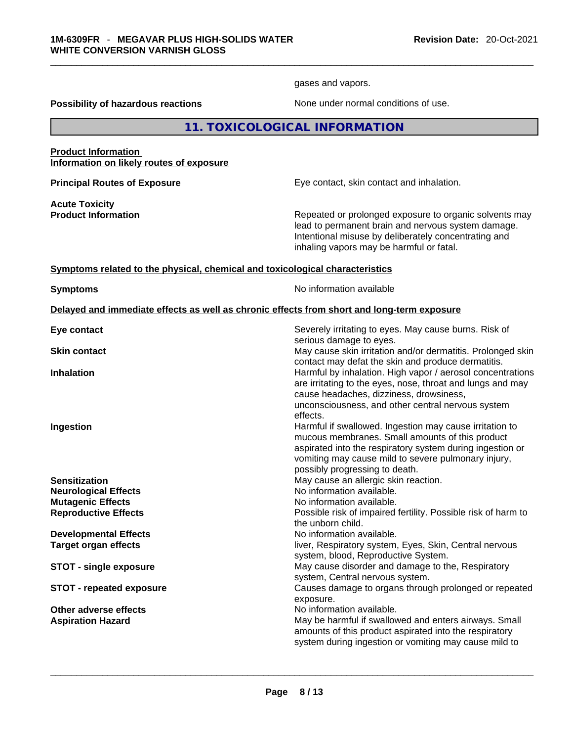gases and vapors.

**Possibility of hazardous reactions** None under normal conditions of use.

## 11. TOXICOLOGICAL INFORMATION

**Product Information**
**Information on likely routes of exposure**

**Principal Routes of Exposure** Eye contact, skin contact and inhalation.

**Acute Toxicity**
**Product Information** Repeated or prolonged exposure to organic solvents may lead to permanent brain and nervous system damage. Intentional misuse by deliberately concentrating and inhaling vapors may be harmful or fatal.

**Symptoms related to the physical, chemical and toxicological characteristics**

**Symptoms** No information available

**Delayed and immediate effects as well as chronic effects from short and long-term exposure**

**Eye contact** Severely irritating to eyes. May cause burns. Risk of serious damage to eyes.

**Skin contact** May cause skin irritation and/or dermatitis. Prolonged skin contact may defat the skin and produce dermatitis.

**Inhalation** Harmful by inhalation. High vapor / aerosol concentrations are irritating to the eyes, nose, throat and lungs and may cause headaches, dizziness, drowsiness, unconsciousness, and other central nervous system effects.

**Ingestion** Harmful if swallowed. Ingestion may cause irritation to mucous membranes. Small amounts of this product aspirated into the respiratory system during ingestion or vomiting may cause mild to severe pulmonary injury, possibly progressing to death.

**Sensitization** May cause an allergic skin reaction.

**Neurological Effects** No information available.

**Mutagenic Effects** No information available.

**Reproductive Effects** Possible risk of impaired fertility. Possible risk of harm to the unborn child.

**Developmental Effects** No information available.

**Target organ effects** liver, Respiratory system, Eyes, Skin, Central nervous system, blood, Reproductive System.

**STOT - single exposure** May cause disorder and damage to the, Respiratory system, Central nervous system.

**STOT - repeated exposure** Causes damage to organs through prolonged or repeated exposure.

**Other adverse effects** No information available.

**Aspiration Hazard** May be harmful if swallowed and enters airways. Small amounts of this product aspirated into the respiratory system during ingestion or vomiting may cause mild to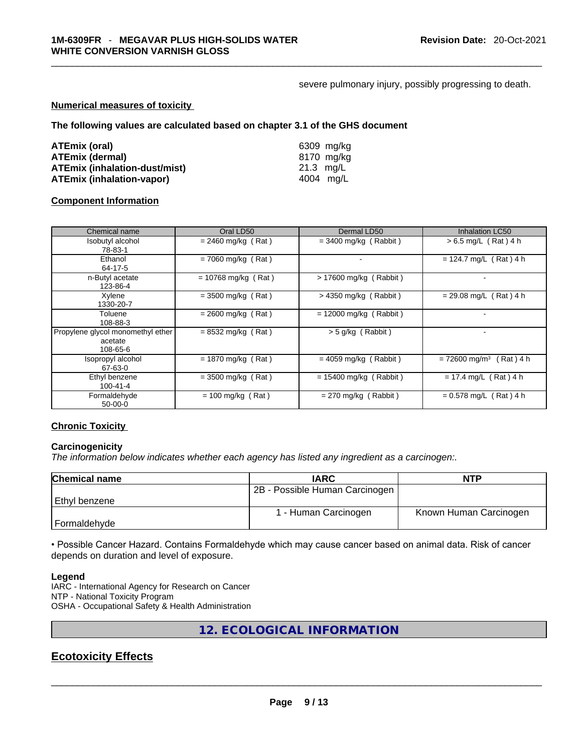severe pulmonary injury, possibly progressing to death.

**Numerical measures of toxicity**

**The following values are calculated based on chapter 3.1 of the GHS document**

| | |
|---|---|
| **ATEmix (oral)** | 6309 mg/kg |
| **ATEmix (dermal)** | 8170 mg/kg |
| **ATEmix (inhalation-dust/mist)** | 21.3 mg/L |
| **ATEmix (inhalation-vapor)** | 4004 mg/L |

**Component Information**

| Chemical name | Oral LD50 | Dermal LD50 | Inhalation LC50 |
|---|---|---|---|
| Isobutyl alcohol<br>78-83-1 | = 2460 mg/kg ( Rat ) | = 3400 mg/kg ( Rabbit ) | > 6.5 mg/L ( Rat ) 4 h |
| Ethanol<br>64-17-5 | = 7060 mg/kg ( Rat ) | - | = 124.7 mg/L ( Rat ) 4 h |
| n-Butyl acetate<br>123-86-4 | = 10768 mg/kg ( Rat ) | > 17600 mg/kg ( Rabbit ) | - |
| Xylene<br>1330-20-7 | = 3500 mg/kg ( Rat ) | > 4350 mg/kg ( Rabbit ) | = 29.08 mg/L ( Rat ) 4 h |
| Toluene<br>108-88-3 | = 2600 mg/kg ( Rat ) | = 12000 mg/kg ( Rabbit ) | - |
| Propylene glycol monomethyl ether acetate<br>108-65-6 | = 8532 mg/kg ( Rat ) | > 5 g/kg ( Rabbit ) | - |
| Isopropyl alcohol<br>67-63-0 | = 1870 mg/kg ( Rat ) | = 4059 mg/kg ( Rabbit ) | = 72600 mg/m³ ( Rat ) 4 h |
| Ethyl benzene<br>100-41-4 | = 3500 mg/kg ( Rat ) | = 15400 mg/kg ( Rabbit ) | = 17.4 mg/L ( Rat ) 4 h |
| Formaldehyde<br>50-00-0 | = 100 mg/kg ( Rat ) | = 270 mg/kg ( Rabbit ) | = 0.578 mg/L ( Rat ) 4 h |

**Chronic Toxicity**

**Carcinogenicity**

*The information below indicates whether each agency has listed any ingredient as a carcinogen:.*

| Chemical name | IARC | NTP |
|---|---|---|
| Ethyl benzene | 2B - Possible Human Carcinogen | |
| Formaldehyde | 1 - Human Carcinogen | Known Human Carcinogen |

• Possible Cancer Hazard. Contains Formaldehyde which may cause cancer based on animal data. Risk of cancer depends on duration and level of exposure.

**Legend**

IARC - International Agency for Research on Cancer
NTP - National Toxicity Program
OSHA - Occupational Safety & Health Administration

## 12. ECOLOGICAL INFORMATION

## Ecotoxicity Effects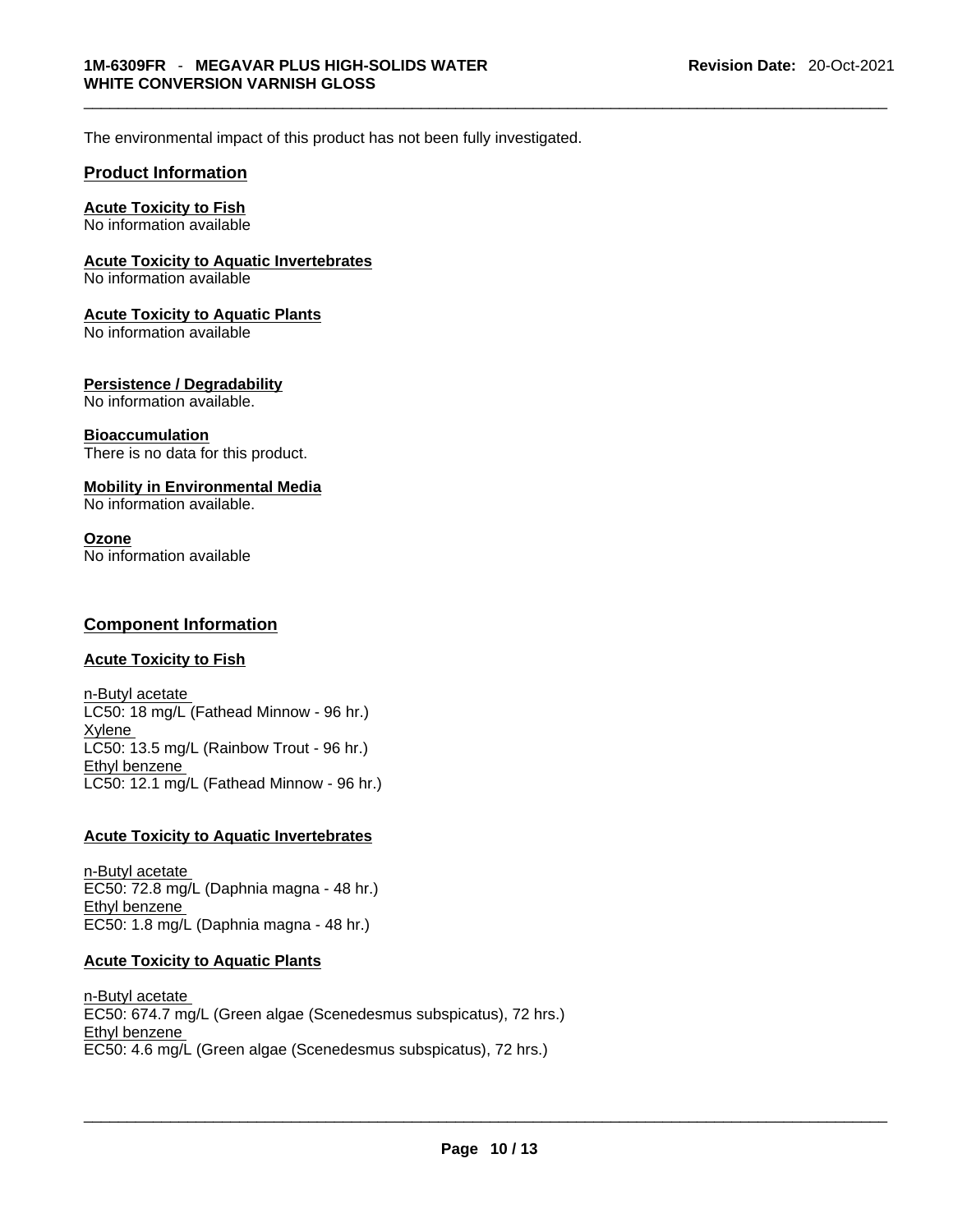The environmental impact of this product has not been fully investigated.

## Product Information

**Acute Toxicity to Fish**
No information available

**Acute Toxicity to Aquatic Invertebrates**
No information available

**Acute Toxicity to Aquatic Plants**
No information available

**Persistence / Degradability**
No information available.

**Bioaccumulation**
There is no data for this product.

**Mobility in Environmental Media**
No information available.

**Ozone**
No information available

## Component Information

**Acute Toxicity to Fish**

n-Butyl acetate
LC50: 18 mg/L (Fathead Minnow - 96 hr.)
Xylene
LC50: 13.5 mg/L (Rainbow Trout - 96 hr.)
Ethyl benzene
LC50: 12.1 mg/L (Fathead Minnow - 96 hr.)

**Acute Toxicity to Aquatic Invertebrates**

n-Butyl acetate
EC50: 72.8 mg/L (Daphnia magna - 48 hr.)
Ethyl benzene
EC50: 1.8 mg/L (Daphnia magna - 48 hr.)

**Acute Toxicity to Aquatic Plants**

n-Butyl acetate
EC50: 674.7 mg/L (Green algae (Scenedesmus subspicatus), 72 hrs.)
Ethyl benzene
EC50: 4.6 mg/L (Green algae (Scenedesmus subspicatus), 72 hrs.)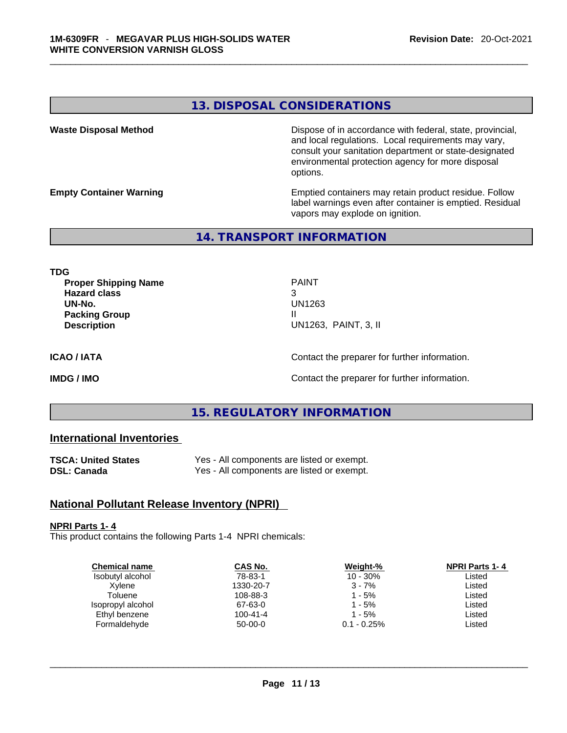## 13. DISPOSAL CONSIDERATIONS

**Waste Disposal Method**

Dispose of in accordance with federal, state, provincial, and local regulations. Local requirements may vary, consult your sanitation department or state-designated environmental protection agency for more disposal options.

**Empty Container Warning**

Emptied containers may retain product residue. Follow label warnings even after container is emptied. Residual vapors may explode on ignition.

## 14. TRANSPORT INFORMATION

**TDG**

| | |
|---|---|
| **Proper Shipping Name** | PAINT |
| **Hazard class** | 3 |
| **UN-No.** | UN1263 |
| **Packing Group** | II |
| **Description** | UN1263, PAINT, 3, II |

**ICAO / IATA** Contact the preparer for further information.

**IMDG / IMO** Contact the preparer for further information.

## 15. REGULATORY INFORMATION

### International Inventories

| | |
|---|---|
| **TSCA: United States** | Yes - All components are listed or exempt. |
| **DSL: Canada** | Yes - All components are listed or exempt. |

### National Pollutant Release Inventory (NPRI)

**NPRI Parts 1- 4**

This product contains the following Parts 1-4 NPRI chemicals:

| Chemical name | CAS No. | Weight-% | NPRI Parts 1- 4 |
|---|---|---|---|
| Isobutyl alcohol | 78-83-1 | 10 - 30% | Listed |
| Xylene | 1330-20-7 | 3 - 7% | Listed |
| Toluene | 108-88-3 | 1 - 5% | Listed |
| Isopropyl alcohol | 67-63-0 | 1 - 5% | Listed |
| Ethyl benzene | 100-41-4 | 1 - 5% | Listed |
| Formaldehyde | 50-00-0 | 0.1 - 0.25% | Listed |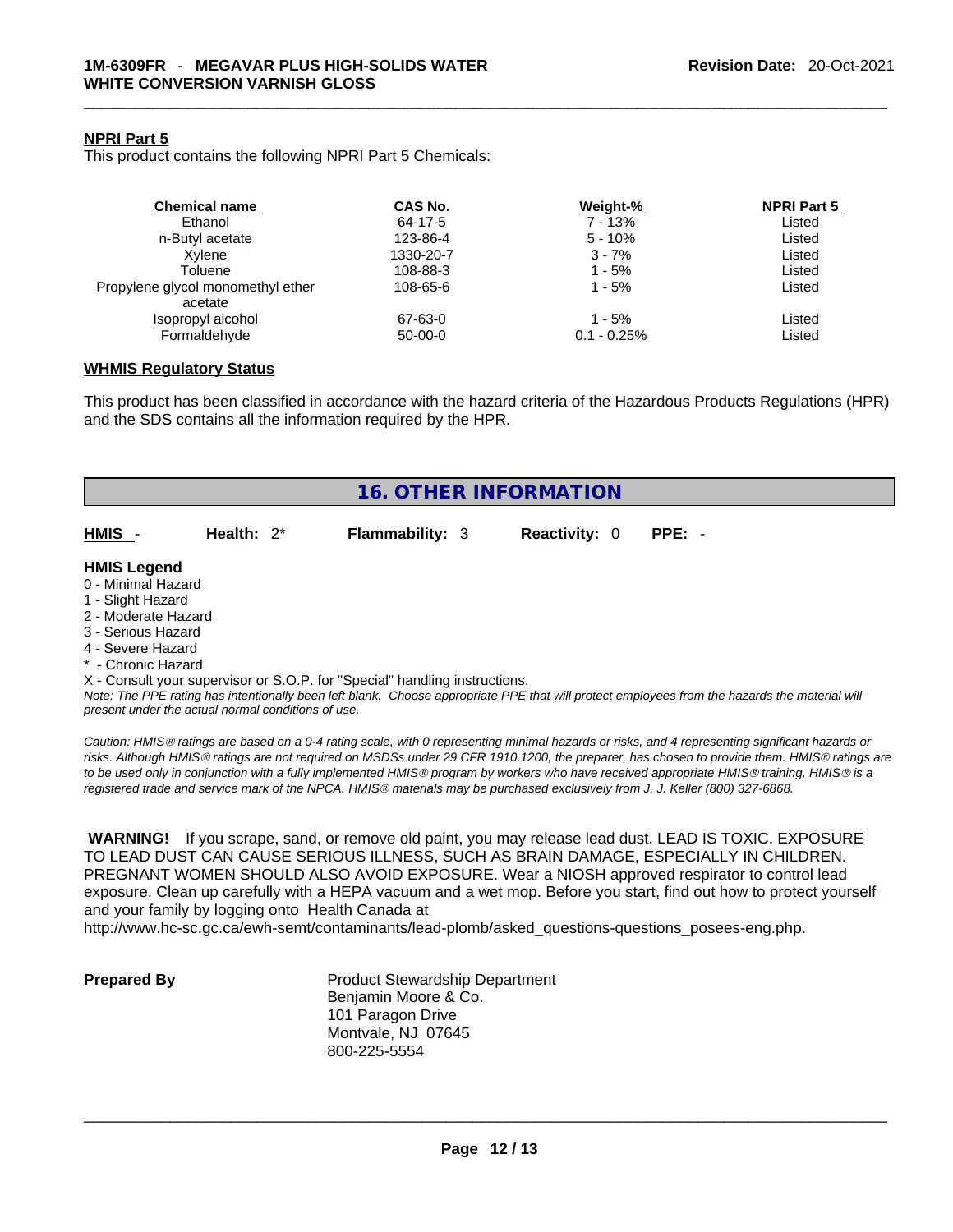#### NPRI Part 5

This product contains the following NPRI Part 5 Chemicals:

| Chemical name | CAS No. | Weight-% | NPRI Part 5 |
|---|---|---|---|
| Ethanol | 64-17-5 | 7 - 13% | Listed |
| n-Butyl acetate | 123-86-4 | 5 - 10% | Listed |
| Xylene | 1330-20-7 | 3 - 7% | Listed |
| Toluene | 108-88-3 | 1 - 5% | Listed |
| Propylene glycol monomethyl ether acetate | 108-65-6 | 1 - 5% | Listed |
| Isopropyl alcohol | 67-63-0 | 1 - 5% | Listed |
| Formaldehyde | 50-00-0 | 0.1 - 0.25% | Listed |

#### WHMIS Regulatory Status

This product has been classified in accordance with the hazard criteria of the Hazardous Products Regulations (HPR) and the SDS contains all the information required by the HPR.

## 16. OTHER INFORMATION

**HMIS** - **Health:** 2* **Flammability:** 3 **Reactivity:** 0 **PPE:** -

**HMIS Legend**

0 - Minimal Hazard
1 - Slight Hazard
2 - Moderate Hazard
3 - Serious Hazard
4 - Severe Hazard
* - Chronic Hazard
X - Consult your supervisor or S.O.P. for "Special" handling instructions.

*Note: The PPE rating has intentionally been left blank. Choose appropriate PPE that will protect employees from the hazards the material will present under the actual normal conditions of use.*

*Caution: HMIS® ratings are based on a 0-4 rating scale, with 0 representing minimal hazards or risks, and 4 representing significant hazards or risks. Although HMIS® ratings are not required on MSDSs under 29 CFR 1910.1200, the preparer, has chosen to provide them. HMIS® ratings are to be used only in conjunction with a fully implemented HMIS® program by workers who have received appropriate HMIS® training. HMIS® is a registered trade and service mark of the NPCA. HMIS® materials may be purchased exclusively from J. J. Keller (800) 327-6868.*

**WARNING!** If you scrape, sand, or remove old paint, you may release lead dust. LEAD IS TOXIC. EXPOSURE TO LEAD DUST CAN CAUSE SERIOUS ILLNESS, SUCH AS BRAIN DAMAGE, ESPECIALLY IN CHILDREN. PREGNANT WOMEN SHOULD ALSO AVOID EXPOSURE. Wear a NIOSH approved respirator to control lead exposure. Clean up carefully with a HEPA vacuum and a wet mop. Before you start, find out how to protect yourself and your family by logging onto Health Canada at http://www.hc-sc.gc.ca/ewh-semt/contaminants/lead-plomb/asked_questions-questions_posees-eng.php.

**Prepared By**

Product Stewardship Department
Benjamin Moore & Co.
101 Paragon Drive
Montvale, NJ 07645
800-225-5554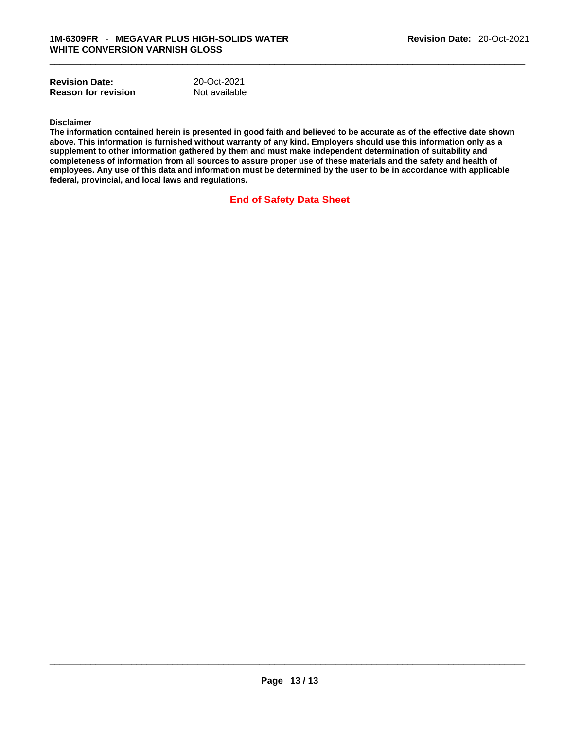| | |
|---|---|
| **Revision Date:** | 20-Oct-2021 |
| **Reason for revision** | Not available |

**Disclaimer**

**The information contained herein is presented in good faith and believed to be accurate as of the effective date shown above. This information is furnished without warranty of any kind. Employers should use this information only as a supplement to other information gathered by them and must make independent determination of suitability and completeness of information from all sources to assure proper use of these materials and the safety and health of employees. Any use of this data and information must be determined by the user to be in accordance with applicable federal, provincial, and local laws and regulations.**

**End of Safety Data Sheet**